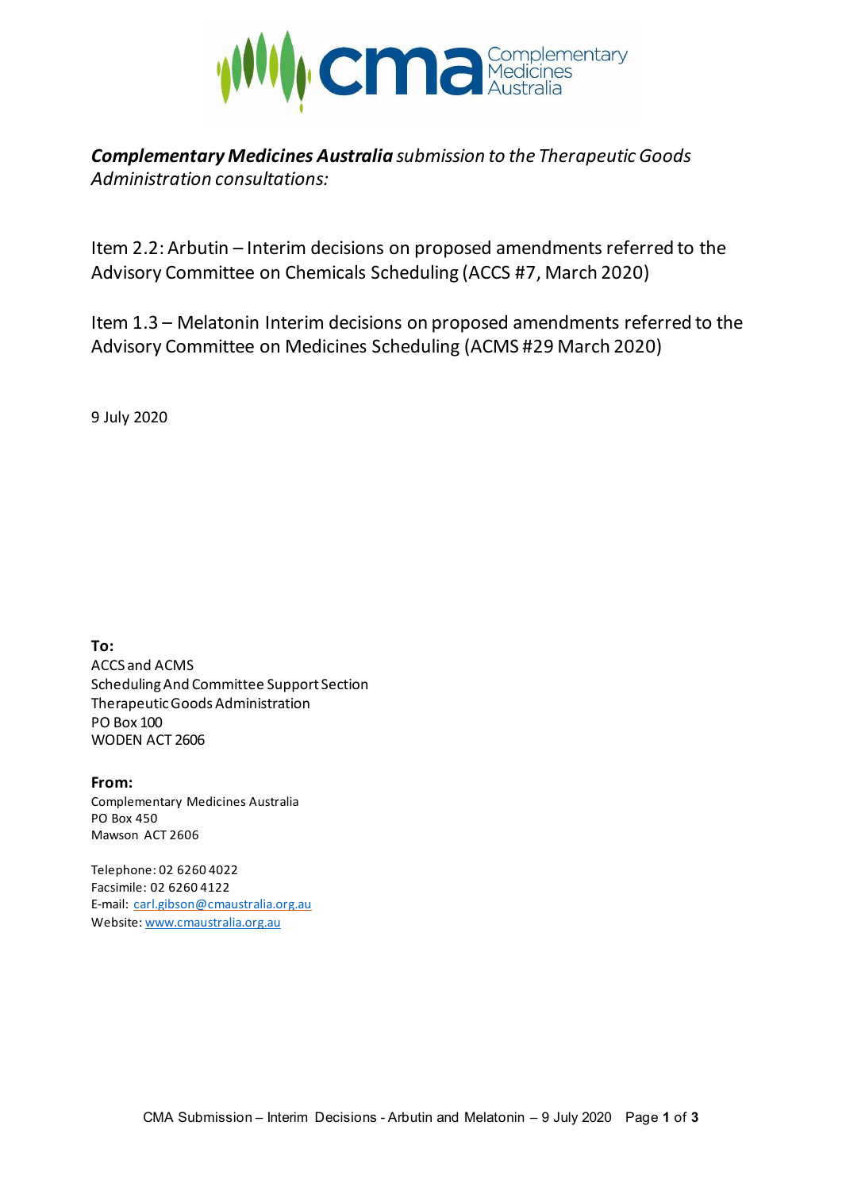***Complementary Medicines Australia*** *submission to the Therapeutic Goods Administration consultations:*

Item 2.2: Arbutin – Interim decisions on proposed amendments referred to the Advisory Committee on Chemicals Scheduling (ACCS #7, March 2020)

Item 1.3 – Melatonin Interim decisions on proposed amendments referred to the Advisory Committee on Medicines Scheduling (ACMS #29 March 2020)

9 July 2020

**To:**
ACCS and ACMS
Scheduling And Committee Support Section
Therapeutic Goods Administration
PO Box 100
WODEN ACT 2606

**From:**
Complementary Medicines Australia
PO Box 450
Mawson ACT 2606

Telephone: 02 6260 4022
Facsimile: 02 6260 4122
E-mail: carl.gibson@cmaustralia.org.au
Website: www.cmaustralia.org.au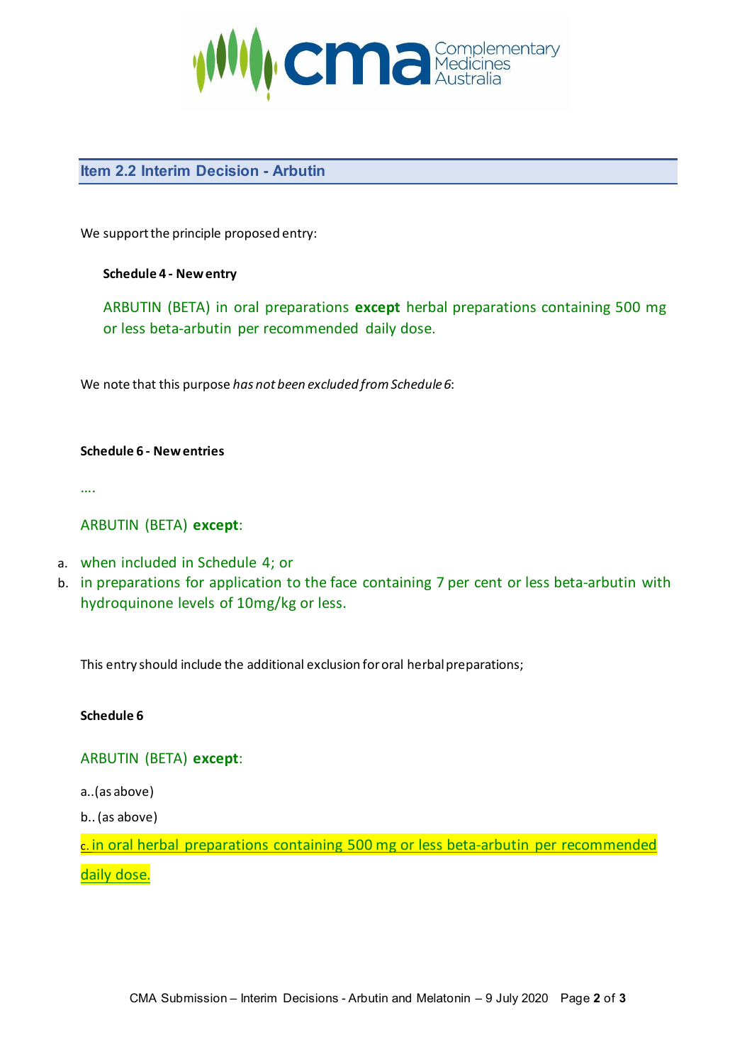## Item 2.2 Interim Decision - Arbutin

We support the principle proposed entry:

**Schedule 4 - New entry**

ARBUTIN (BETA) in oral preparations **except** herbal preparations containing 500 mg or less beta-arbutin per recommended daily dose.

We note that this purpose *has not been excluded from Schedule 6*:

**Schedule 6 - New entries**

….

ARBUTIN (BETA) **except**:

a. when included in Schedule 4; or
b. in preparations for application to the face containing 7 per cent or less beta-arbutin with hydroquinone levels of 10mg/kg or less.

This entry should include the additional exclusion for oral herbal preparations;

**Schedule 6**

ARBUTIN (BETA) **except**:

a..(as above)

b.. (as above)

c. in oral herbal preparations containing 500 mg or less beta-arbutin per recommended daily dose.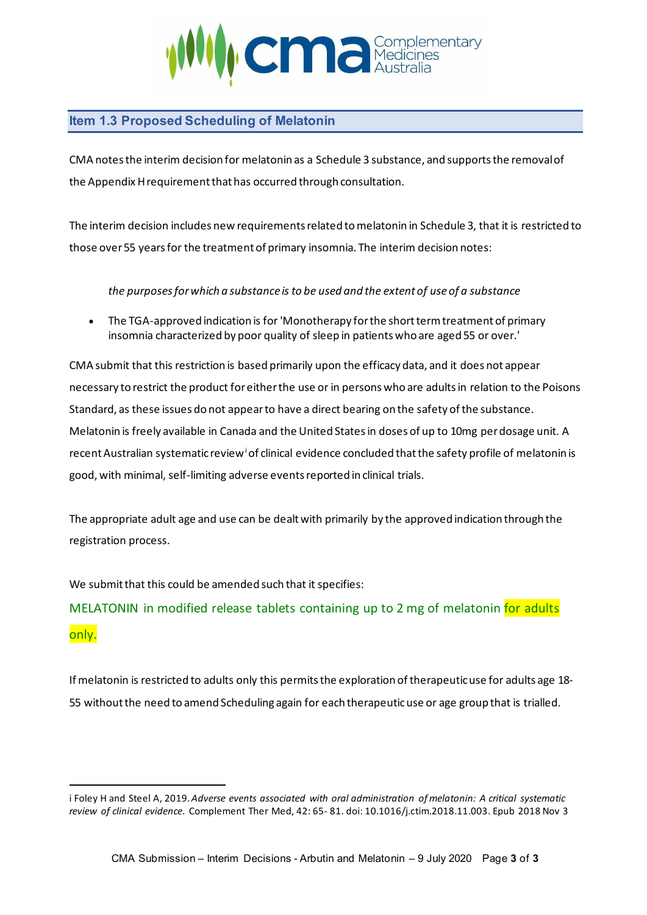## Item 1.3 Proposed Scheduling of Melatonin

CMA notes the interim decision for melatonin as a Schedule 3 substance, and supports the removal of the Appendix H requirement that has occurred through consultation.

The interim decision includes new requirements related to melatonin in Schedule 3, that it is restricted to those over 55 years for the treatment of primary insomnia. The interim decision notes:

*the purposes for which a substance is to be used and the extent of use of a substance*

- The TGA-approved indication is for 'Monotherapy for the short term treatment of primary insomnia characterized by poor quality of sleep in patients who are aged 55 or over.'

CMA submit that this restriction is based primarily upon the efficacy data, and it does not appear necessary to restrict the product for either the use or in persons who are adults in relation to the Poisons Standard, as these issues do not appear to have a direct bearing on the safety of the substance. Melatonin is freely available in Canada and the United States in doses of up to 10mg per dosage unit. A recent Australian systematic review[i] of clinical evidence concluded that the safety profile of melatonin is good, with minimal, self-limiting adverse events reported in clinical trials.

The appropriate adult age and use can be dealt with primarily by the approved indication through the registration process.

We submit that this could be amended such that it specifies:

MELATONIN in modified release tablets containing up to 2 mg of melatonin for adults only.

If melatonin is restricted to adults only this permits the exploration of therapeutic use for adults age 18-55 without the need to amend Scheduling again for each therapeutic use or age group that is trialled.

---

i Foley H and Steel A, 2019. *Adverse events associated with oral administration of melatonin: A critical systematic review of clinical evidence.* Complement Ther Med, 42: 65- 81. doi: 10.1016/j.ctim.2018.11.003. Epub 2018 Nov 3